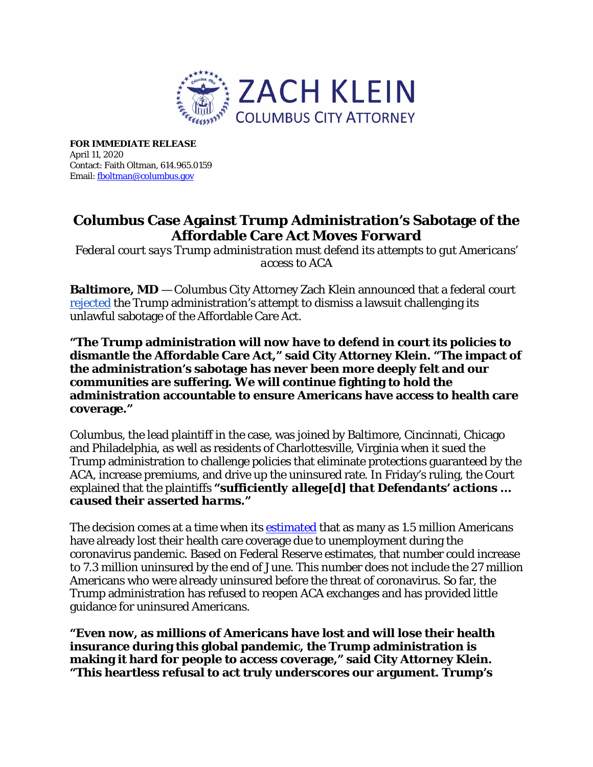**ZACH KLEIN**
**COLUMBUS CITY ATTORNEY**

**FOR IMMEDIATE RELEASE**
April 11, 2020
Contact: Faith Oltman, 614.965.0159
Email: fboltman@columbus.gov

# Columbus Case Against Trump Administration's Sabotage of the Affordable Care Act Moves Forward

*Federal court says Trump administration must defend its attempts to gut Americans' access to ACA*

**Baltimore, MD** — Columbus City Attorney Zach Klein announced that a federal court rejected the Trump administration's attempt to dismiss a lawsuit challenging its unlawful sabotage of the Affordable Care Act.

**"The Trump administration will now have to defend in court its policies to dismantle the Affordable Care Act," said City Attorney Klein. "The impact of the administration's sabotage has never been more deeply felt and our communities are suffering. We will continue fighting to hold the administration accountable to ensure Americans have access to health care coverage."**

Columbus, the lead plaintiff in the case, was joined by Baltimore, Cincinnati, Chicago and Philadelphia, as well as residents of Charlottesville, Virginia when it sued the Trump administration to challenge policies that eliminate protections guaranteed by the ACA, increase premiums, and drive up the uninsured rate. In Friday's ruling, the Court explained that the plaintiffs ***"sufficiently allege[d] that Defendants' actions … caused their asserted harms."***

The decision comes at a time when its estimated that as many as 1.5 million Americans have already lost their health care coverage due to unemployment during the coronavirus pandemic. Based on Federal Reserve estimates, that number could increase to 7.3 million uninsured by the end of June. This number does not include the 27 million Americans who were already uninsured before the threat of coronavirus. So far, the Trump administration has refused to reopen ACA exchanges and has provided little guidance for uninsured Americans.

**"Even now, as millions of Americans have lost and will lose their health insurance during this global pandemic, the Trump administration is making it hard for people to access coverage," said City Attorney Klein. "This heartless refusal to act truly underscores our argument. Trump's**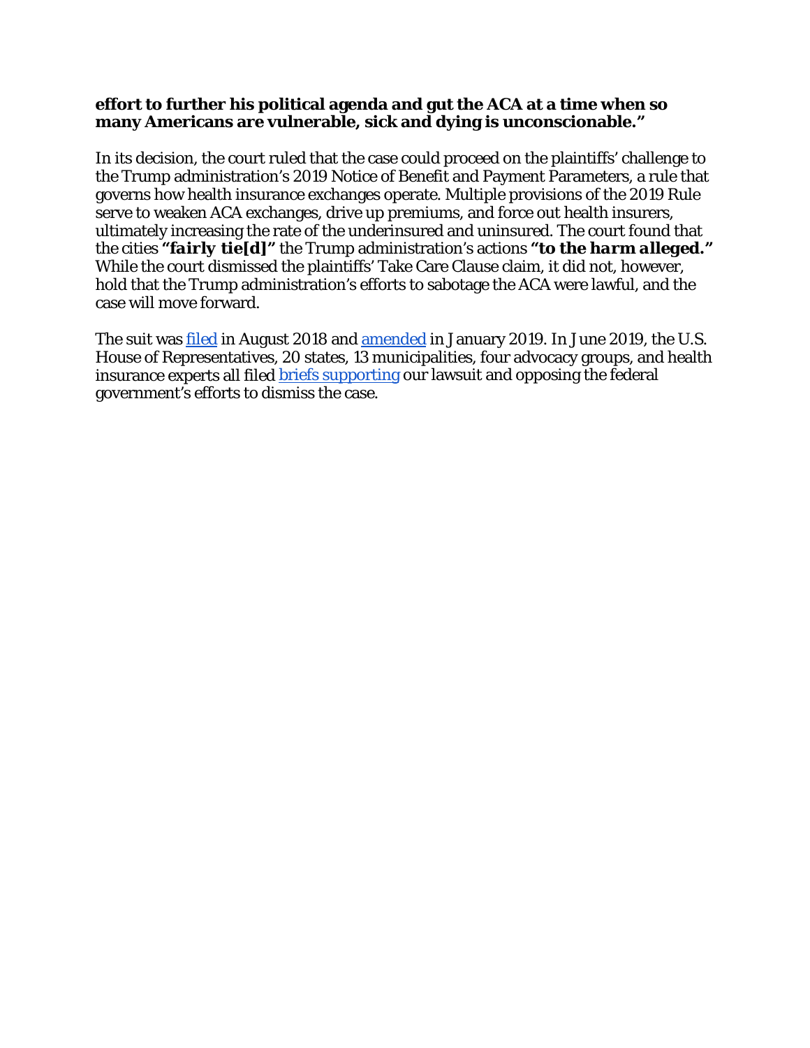**effort to further his political agenda and gut the ACA at a time when so many Americans are vulnerable, sick and dying is unconscionable."**

In its decision, the court ruled that the case could proceed on the plaintiffs' challenge to the Trump administration's 2019 Notice of Benefit and Payment Parameters, a rule that governs how health insurance exchanges operate. Multiple provisions of the 2019 Rule serve to weaken ACA exchanges, drive up premiums, and force out health insurers, ultimately increasing the rate of the underinsured and uninsured. The court found that the cities ***"fairly tie[d]"*** the Trump administration's actions ***"to the harm alleged."*** While the court dismissed the plaintiffs' Take Care Clause claim, it did not, however, hold that the Trump administration's efforts to sabotage the ACA were lawful, and the case will move forward.

The suit was filed in August 2018 and amended in January 2019. In June 2019, the U.S. House of Representatives, 20 states, 13 municipalities, four advocacy groups, and health insurance experts all filed briefs supporting our lawsuit and opposing the federal government's efforts to dismiss the case.